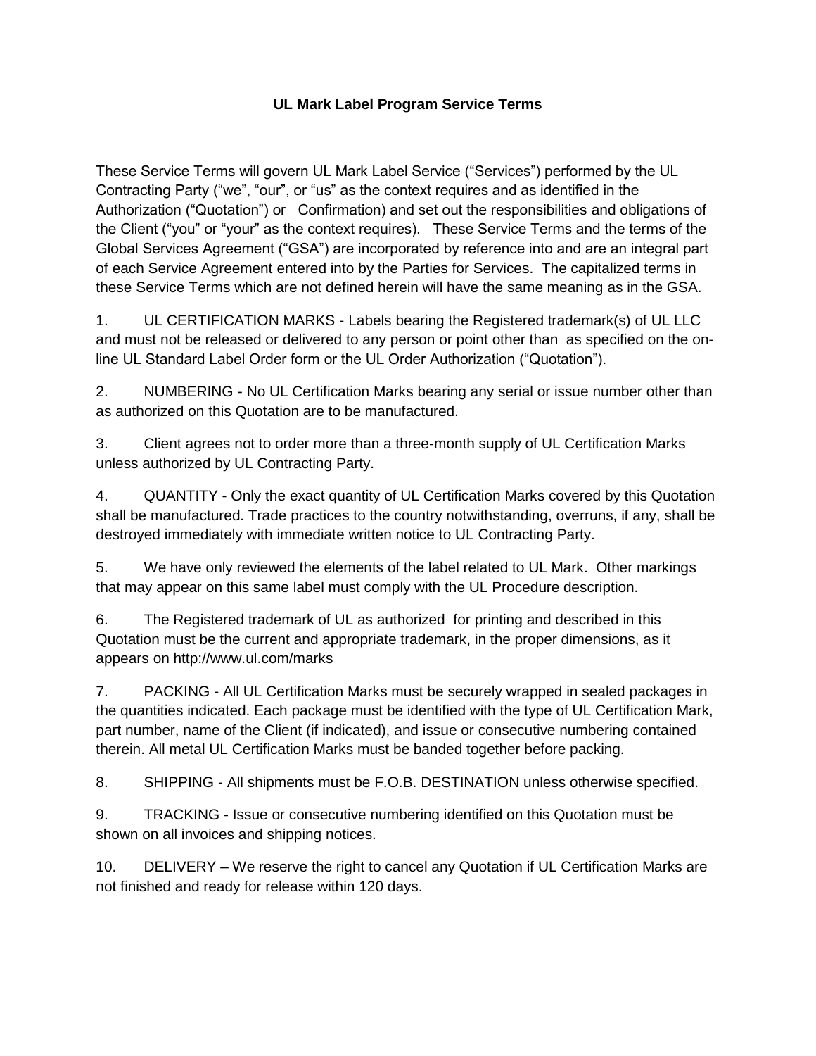**UL Mark Label Program Service Terms**

These Service Terms will govern UL Mark Label Service ("Services") performed by the UL Contracting Party ("we", "our", or "us" as the context requires and as identified in the Authorization ("Quotation") or Confirmation) and set out the responsibilities and obligations of the Client ("you" or "your" as the context requires). These Service Terms and the terms of the Global Services Agreement ("GSA") are incorporated by reference into and are an integral part of each Service Agreement entered into by the Parties for Services. The capitalized terms in these Service Terms which are not defined herein will have the same meaning as in the GSA.

1. UL CERTIFICATION MARKS - Labels bearing the Registered trademark(s) of UL LLC and must not be released or delivered to any person or point other than as specified on the on-line UL Standard Label Order form or the UL Order Authorization ("Quotation").

2. NUMBERING - No UL Certification Marks bearing any serial or issue number other than as authorized on this Quotation are to be manufactured.

3. Client agrees not to order more than a three-month supply of UL Certification Marks unless authorized by UL Contracting Party.

4. QUANTITY - Only the exact quantity of UL Certification Marks covered by this Quotation shall be manufactured. Trade practices to the country notwithstanding, overruns, if any, shall be destroyed immediately with immediate written notice to UL Contracting Party.

5. We have only reviewed the elements of the label related to UL Mark. Other markings that may appear on this same label must comply with the UL Procedure description.

6. The Registered trademark of UL as authorized for printing and described in this Quotation must be the current and appropriate trademark, in the proper dimensions, as it appears on http://www.ul.com/marks

7. PACKING - All UL Certification Marks must be securely wrapped in sealed packages in the quantities indicated. Each package must be identified with the type of UL Certification Mark, part number, name of the Client (if indicated), and issue or consecutive numbering contained therein. All metal UL Certification Marks must be banded together before packing.

8. SHIPPING - All shipments must be F.O.B. DESTINATION unless otherwise specified.

9. TRACKING - Issue or consecutive numbering identified on this Quotation must be shown on all invoices and shipping notices.

10. DELIVERY – We reserve the right to cancel any Quotation if UL Certification Marks are not finished and ready for release within 120 days.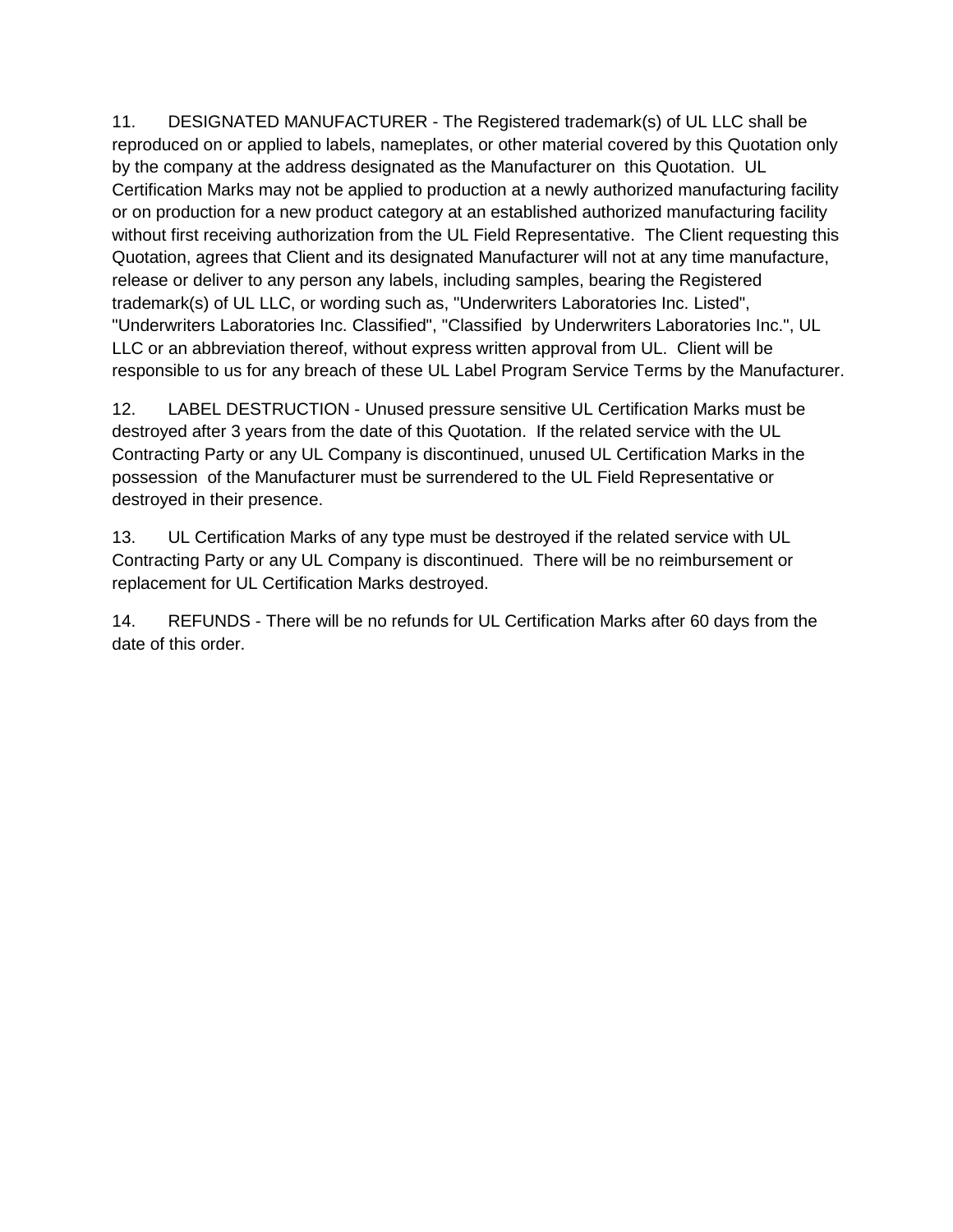11. DESIGNATED MANUFACTURER - The Registered trademark(s) of UL LLC shall be reproduced on or applied to labels, nameplates, or other material covered by this Quotation only by the company at the address designated as the Manufacturer on this Quotation. UL Certification Marks may not be applied to production at a newly authorized manufacturing facility or on production for a new product category at an established authorized manufacturing facility without first receiving authorization from the UL Field Representative. The Client requesting this Quotation, agrees that Client and its designated Manufacturer will not at any time manufacture, release or deliver to any person any labels, including samples, bearing the Registered trademark(s) of UL LLC, or wording such as, "Underwriters Laboratories Inc. Listed", "Underwriters Laboratories Inc. Classified", "Classified by Underwriters Laboratories Inc.", UL LLC or an abbreviation thereof, without express written approval from UL. Client will be responsible to us for any breach of these UL Label Program Service Terms by the Manufacturer.

12. LABEL DESTRUCTION - Unused pressure sensitive UL Certification Marks must be destroyed after 3 years from the date of this Quotation. If the related service with the UL Contracting Party or any UL Company is discontinued, unused UL Certification Marks in the possession of the Manufacturer must be surrendered to the UL Field Representative or destroyed in their presence.

13. UL Certification Marks of any type must be destroyed if the related service with UL Contracting Party or any UL Company is discontinued. There will be no reimbursement or replacement for UL Certification Marks destroyed.

14. REFUNDS - There will be no refunds for UL Certification Marks after 60 days from the date of this order.